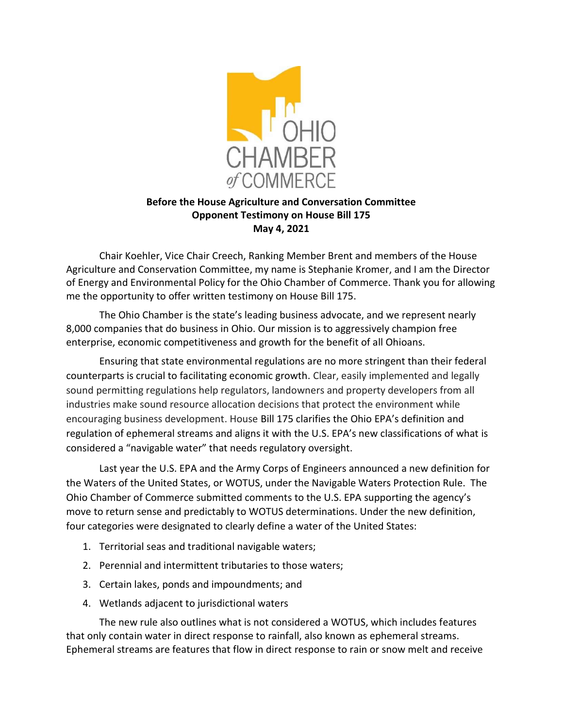**Before the House Agriculture and Conversation Committee**
**Opponent Testimony on House Bill 175**
**May 4, 2021**

Chair Koehler, Vice Chair Creech, Ranking Member Brent and members of the House Agriculture and Conservation Committee, my name is Stephanie Kromer, and I am the Director of Energy and Environmental Policy for the Ohio Chamber of Commerce. Thank you for allowing me the opportunity to offer written testimony on House Bill 175.

The Ohio Chamber is the state's leading business advocate, and we represent nearly 8,000 companies that do business in Ohio. Our mission is to aggressively champion free enterprise, economic competitiveness and growth for the benefit of all Ohioans.

Ensuring that state environmental regulations are no more stringent than their federal counterparts is crucial to facilitating economic growth. Clear, easily implemented and legally sound permitting regulations help regulators, landowners and property developers from all industries make sound resource allocation decisions that protect the environment while encouraging business development. House Bill 175 clarifies the Ohio EPA's definition and regulation of ephemeral streams and aligns it with the U.S. EPA's new classifications of what is considered a "navigable water" that needs regulatory oversight.

Last year the U.S. EPA and the Army Corps of Engineers announced a new definition for the Waters of the United States, or WOTUS, under the Navigable Waters Protection Rule. The Ohio Chamber of Commerce submitted comments to the U.S. EPA supporting the agency's move to return sense and predictably to WOTUS determinations. Under the new definition, four categories were designated to clearly define a water of the United States:

1. Territorial seas and traditional navigable waters;
2. Perennial and intermittent tributaries to those waters;
3. Certain lakes, ponds and impoundments; and
4. Wetlands adjacent to jurisdictional waters

The new rule also outlines what is not considered a WOTUS, which includes features that only contain water in direct response to rainfall, also known as ephemeral streams. Ephemeral streams are features that flow in direct response to rain or snow melt and receive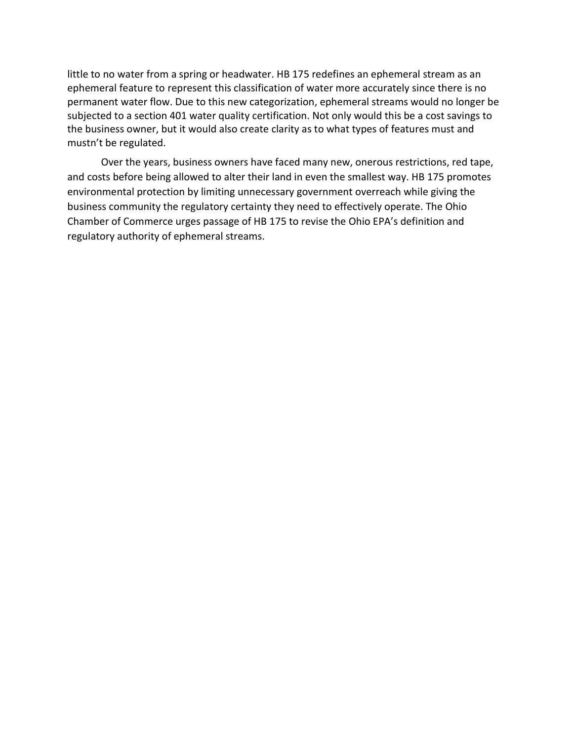little to no water from a spring or headwater. HB 175 redefines an ephemeral stream as an ephemeral feature to represent this classification of water more accurately since there is no permanent water flow. Due to this new categorization, ephemeral streams would no longer be subjected to a section 401 water quality certification. Not only would this be a cost savings to the business owner, but it would also create clarity as to what types of features must and mustn't be regulated.

Over the years, business owners have faced many new, onerous restrictions, red tape, and costs before being allowed to alter their land in even the smallest way. HB 175 promotes environmental protection by limiting unnecessary government overreach while giving the business community the regulatory certainty they need to effectively operate. The Ohio Chamber of Commerce urges passage of HB 175 to revise the Ohio EPA's definition and regulatory authority of ephemeral streams.